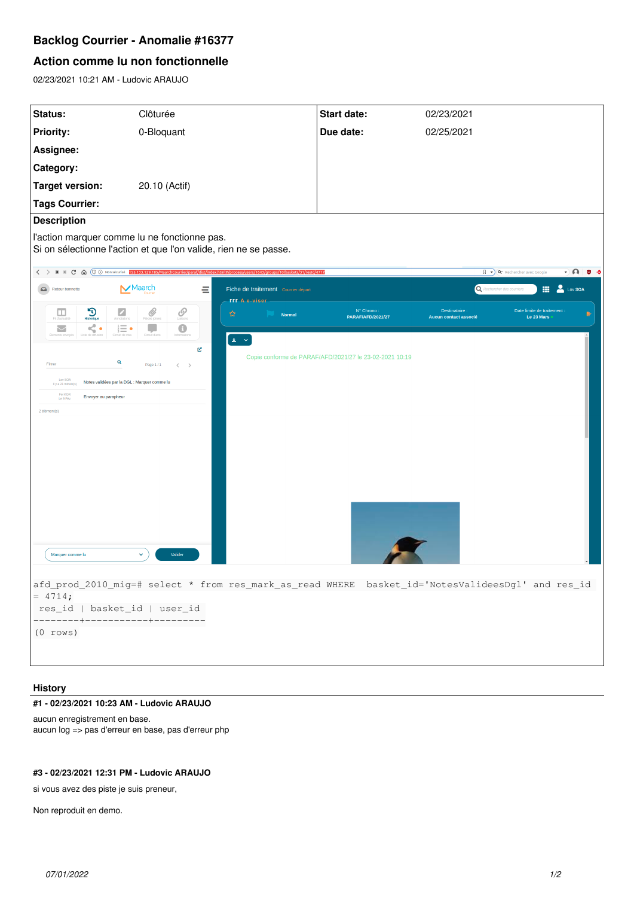# Backlog Courrier - Anomalie #16377

## Action comme lu non fonctionnelle

02/23/2021 10:21 AM - Ludovic ARAUJO

| | | | |
|---|---|---|---|
| **Status:** | Clôturée | **Start date:** | 02/23/2021 |
| **Priority:** | 0-Bloquant | **Due date:** | 02/25/2021 |
| **Assignee:** | | | |
| **Category:** | | | |
| **Target version:** | 20.10 (Actif) | | |
| **Tags Courrier:** | | | |

### Description

l'action marquer comme lu ne fonctionne pas.
Si on sélectionne l'action et que l'on valide, rien ne se passe.

```
afd_prod_2010_mig=# select * from res_mark_as_read WHERE  basket_id='NotesValideesDgl' and res_id
= 4714;
 res_id | basket_id | user_id
--------+-----------+---------
(0 rows)
```

### History

#### #1 - 02/23/2021 10:23 AM - Ludovic ARAUJO

aucun enregistrement en base.
aucun log => pas d'erreur en base, pas d'erreur php

#### #3 - 02/23/2021 12:31 PM - Ludovic ARAUJO

si vous avez des piste je suis preneur,

Non reproduit en demo.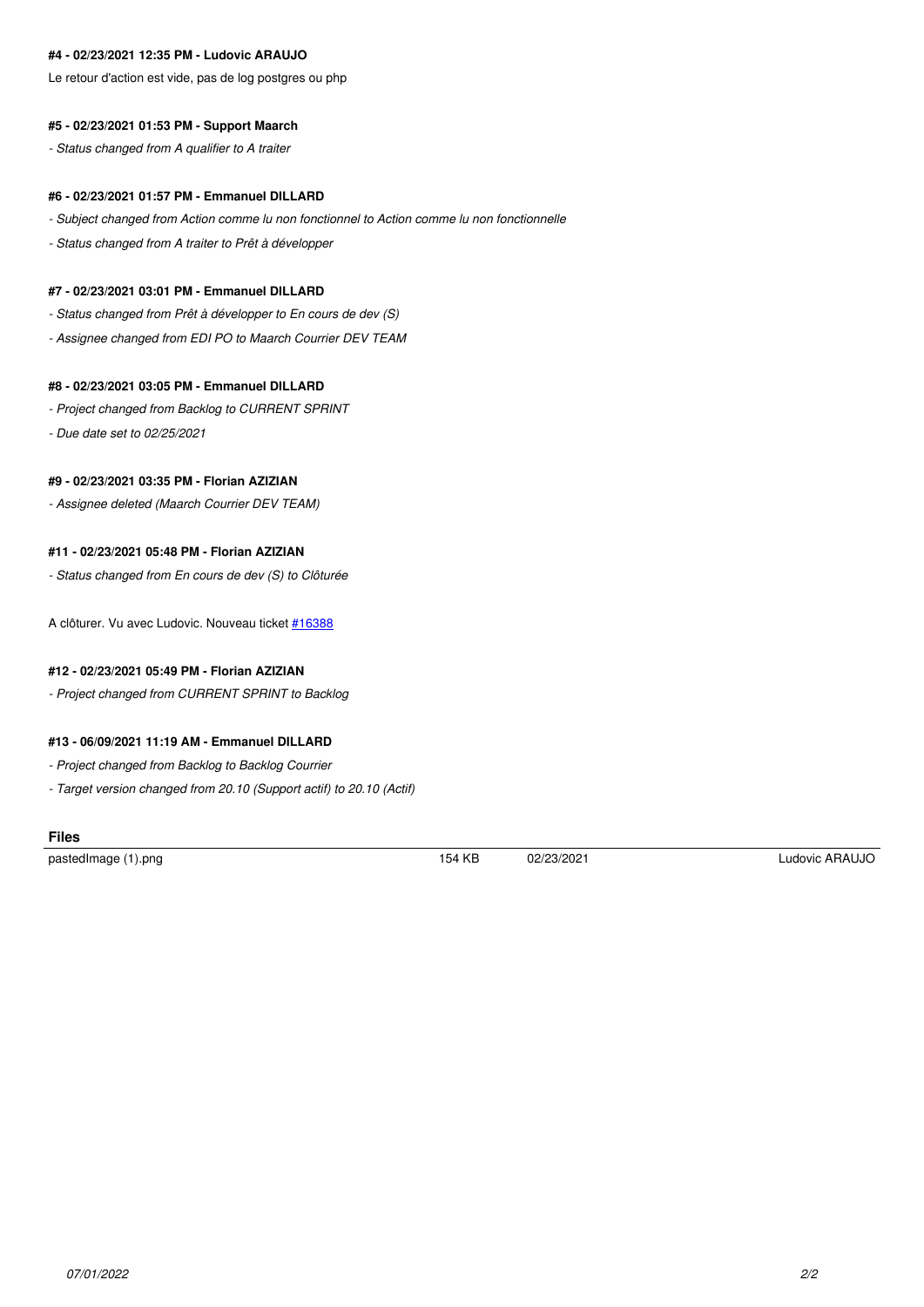**#4 - 02/23/2021 12:35 PM - Ludovic ARAUJO**

Le retour d'action est vide, pas de log postgres ou php

**#5 - 02/23/2021 01:53 PM - Support Maarch**

*- Status changed from A qualifier to A traiter*

**#6 - 02/23/2021 01:57 PM - Emmanuel DILLARD**

*- Subject changed from Action comme lu non fonctionnel to Action comme lu non fonctionnelle*

*- Status changed from A traiter to Prêt à développer*

**#7 - 02/23/2021 03:01 PM - Emmanuel DILLARD**

*- Status changed from Prêt à développer to En cours de dev (S)*

*- Assignee changed from EDI PO to Maarch Courrier DEV TEAM*

**#8 - 02/23/2021 03:05 PM - Emmanuel DILLARD**

*- Project changed from Backlog to CURRENT SPRINT*

*- Due date set to 02/25/2021*

**#9 - 02/23/2021 03:35 PM - Florian AZIZIAN**

*- Assignee deleted (Maarch Courrier DEV TEAM)*

**#11 - 02/23/2021 05:48 PM - Florian AZIZIAN**

*- Status changed from En cours de dev (S) to Clôturée*

A clôturer. Vu avec Ludovic. Nouveau ticket #16388

**#12 - 02/23/2021 05:49 PM - Florian AZIZIAN**

*- Project changed from CURRENT SPRINT to Backlog*

**#13 - 06/09/2021 11:19 AM - Emmanuel DILLARD**

*- Project changed from Backlog to Backlog Courrier*

*- Target version changed from 20.10 (Support actif) to 20.10 (Actif)*

**Files**

| | | | |
|---|---|---|---|
| pastedImage (1).png | 154 KB | 02/23/2021 | Ludovic ARAUJO |